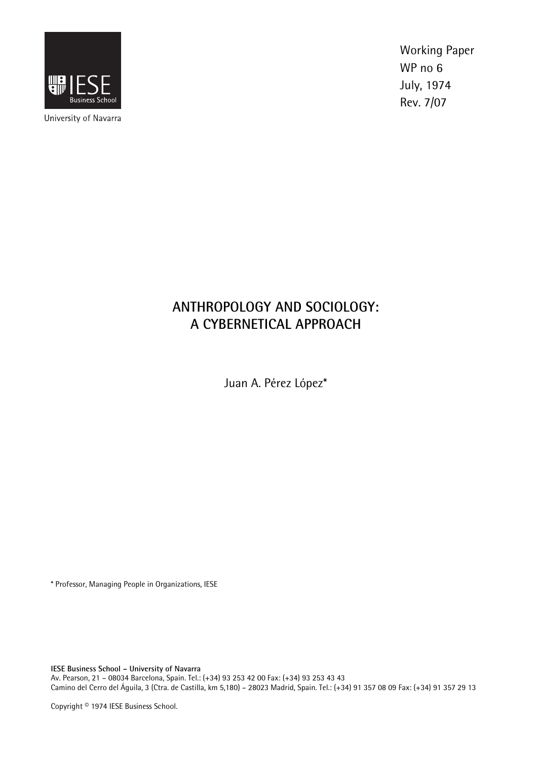IESE Business School

University of Navarra

Working Paper
WP no 6
July, 1974
Rev. 7/07

# ANTHROPOLOGY AND SOCIOLOGY: A CYBERNETICAL APPROACH

Juan A. Pérez López*

\* Professor, Managing People in Organizations, IESE

**IESE Business School – University of Navarra**
Av. Pearson, 21 – 08034 Barcelona, Spain. Tel.: (+34) 93 253 42 00 Fax: (+34) 93 253 43 43
Camino del Cerro del Águila, 3 (Ctra. de Castilla, km 5,180) – 28023 Madrid, Spain. Tel.: (+34) 91 357 08 09 Fax: (+34) 91 357 29 13

Copyright © 1974 IESE Business School.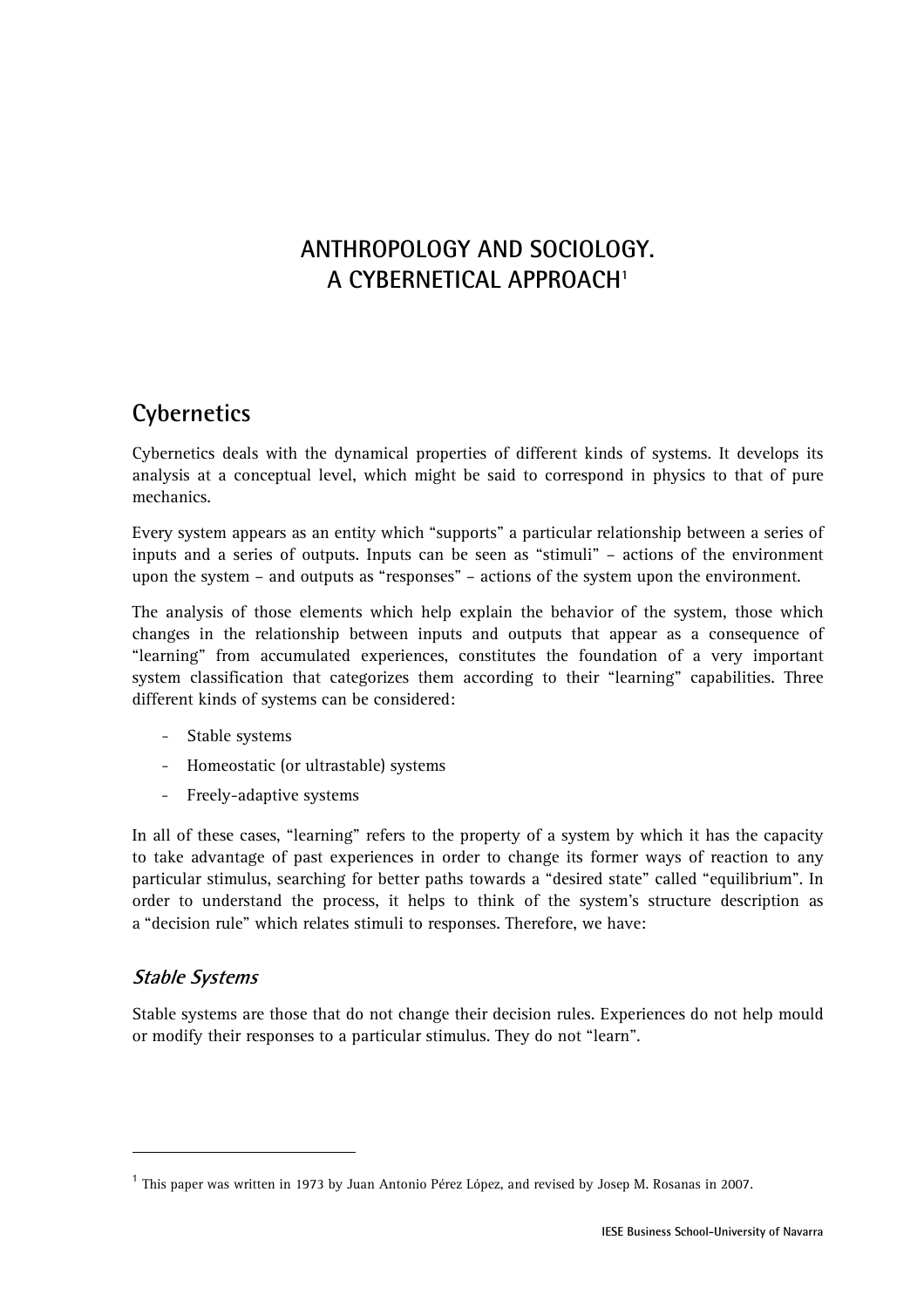# ANTHROPOLOGY AND SOCIOLOGY. A CYBERNETICAL APPROACH[1]

## Cybernetics

Cybernetics deals with the dynamical properties of different kinds of systems. It develops its analysis at a conceptual level, which might be said to correspond in physics to that of pure mechanics.

Every system appears as an entity which "supports" a particular relationship between a series of inputs and a series of outputs. Inputs can be seen as "stimuli" – actions of the environment upon the system – and outputs as "responses" – actions of the system upon the environment.

The analysis of those elements which help explain the behavior of the system, those which changes in the relationship between inputs and outputs that appear as a consequence of "learning" from accumulated experiences, constitutes the foundation of a very important system classification that categorizes them according to their "learning" capabilities. Three different kinds of systems can be considered:

- Stable systems
- Homeostatic (or ultrastable) systems
- Freely-adaptive systems

In all of these cases, "learning" refers to the property of a system by which it has the capacity to take advantage of past experiences in order to change its former ways of reaction to any particular stimulus, searching for better paths towards a "desired state" called "equilibrium". In order to understand the process, it helps to think of the system's structure description as a "decision rule" which relates stimuli to responses. Therefore, we have:

### *Stable Systems*

Stable systems are those that do not change their decision rules. Experiences do not help mould or modify their responses to a particular stimulus. They do not "learn".

---

[1] This paper was written in 1973 by Juan Antonio Pérez López, and revised by Josep M. Rosanas in 2007.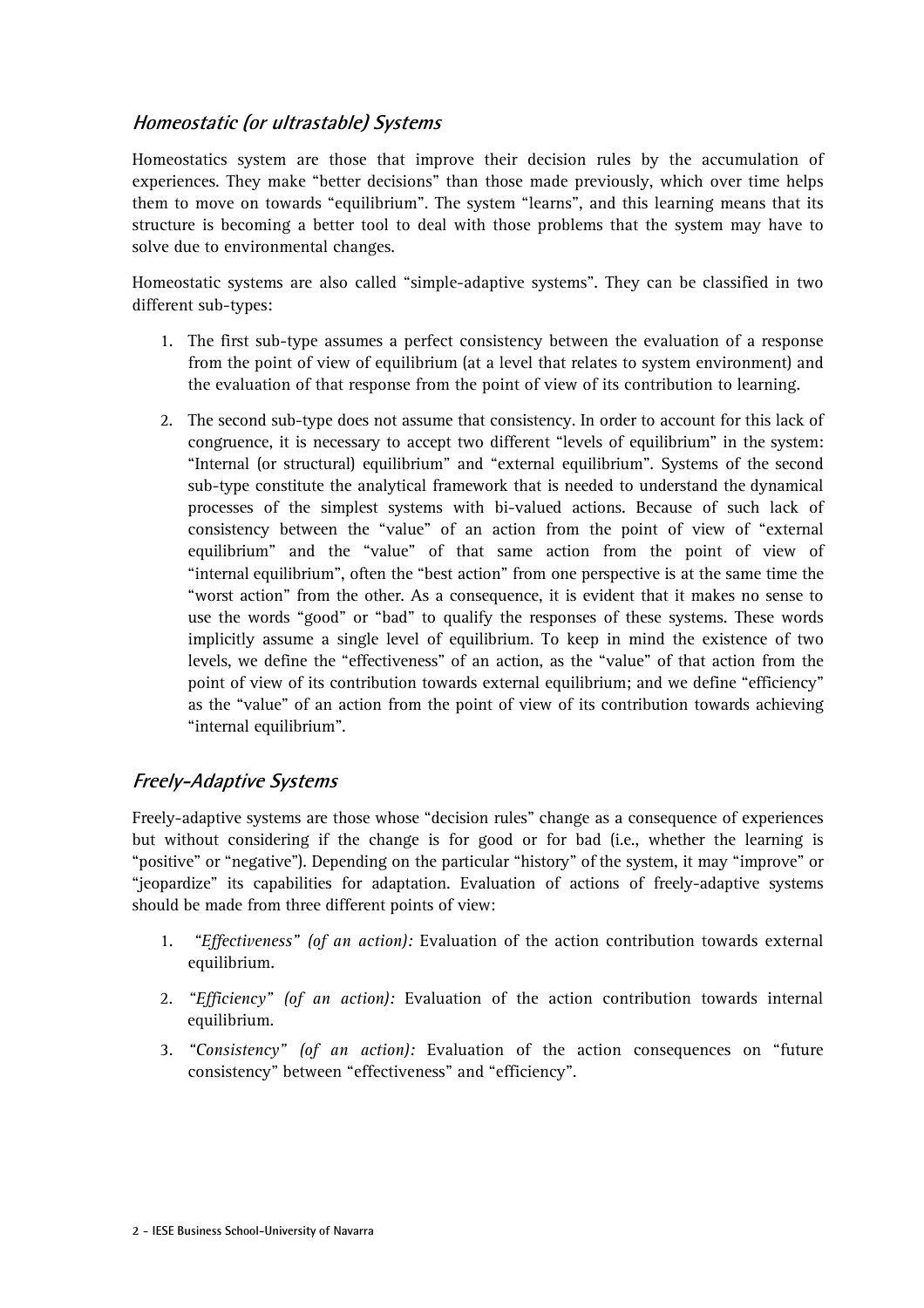### *Homeostatic (or ultrastable) Systems*

Homeostatics system are those that improve their decision rules by the accumulation of experiences. They make "better decisions" than those made previously, which over time helps them to move on towards "equilibrium". The system "learns", and this learning means that its structure is becoming a better tool to deal with those problems that the system may have to solve due to environmental changes.

Homeostatic systems are also called "simple-adaptive systems". They can be classified in two different sub-types:

1. The first sub-type assumes a perfect consistency between the evaluation of a response from the point of view of equilibrium (at a level that relates to system environment) and the evaluation of that response from the point of view of its contribution to learning.

2. The second sub-type does not assume that consistency. In order to account for this lack of congruence, it is necessary to accept two different "levels of equilibrium" in the system: "Internal (or structural) equilibrium" and "external equilibrium". Systems of the second sub-type constitute the analytical framework that is needed to understand the dynamical processes of the simplest systems with bi-valued actions. Because of such lack of consistency between the "value" of an action from the point of view of "external equilibrium" and the "value" of that same action from the point of view of "internal equilibrium", often the "best action" from one perspective is at the same time the "worst action" from the other. As a consequence, it is evident that it makes no sense to use the words "good" or "bad" to qualify the responses of these systems. These words implicitly assume a single level of equilibrium. To keep in mind the existence of two levels, we define the "effectiveness" of an action, as the "value" of that action from the point of view of its contribution towards external equilibrium; and we define "efficiency" as the "value" of an action from the point of view of its contribution towards achieving "internal equilibrium".

### *Freely-Adaptive Systems*

Freely-adaptive systems are those whose "decision rules" change as a consequence of experiences but without considering if the change is for good or for bad (i.e., whether the learning is "positive" or "negative"). Depending on the particular "history" of the system, it may "improve" or "jeopardize" its capabilities for adaptation. Evaluation of actions of freely-adaptive systems should be made from three different points of view:

1. *"Effectiveness" (of an action):* Evaluation of the action contribution towards external equilibrium.

2. *"Efficiency" (of an action):* Evaluation of the action contribution towards internal equilibrium.

3. *"Consistency" (of an action):* Evaluation of the action consequences on "future consistency" between "effectiveness" and "efficiency".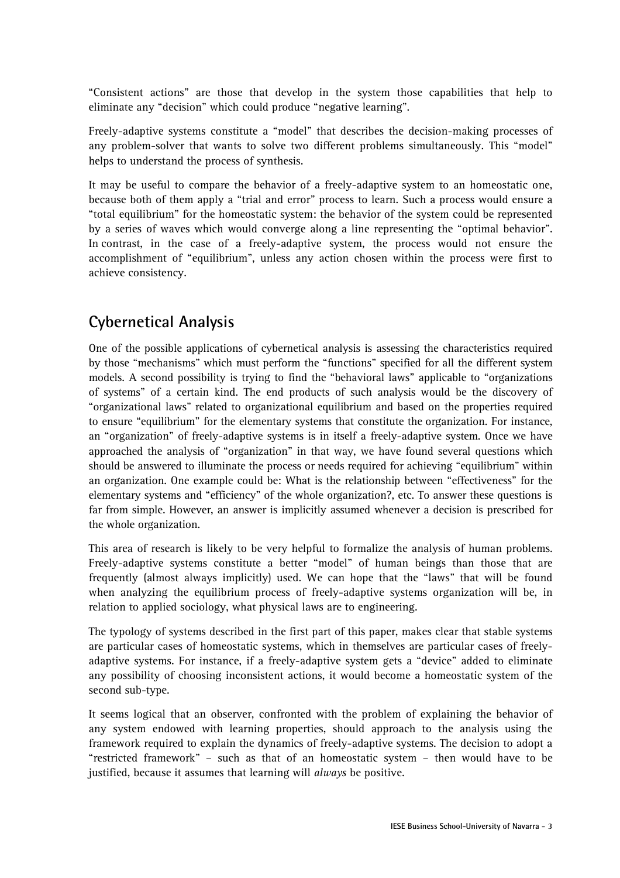"Consistent actions" are those that develop in the system those capabilities that help to eliminate any "decision" which could produce "negative learning".

Freely-adaptive systems constitute a "model" that describes the decision-making processes of any problem-solver that wants to solve two different problems simultaneously. This "model" helps to understand the process of synthesis.

It may be useful to compare the behavior of a freely-adaptive system to an homeostatic one, because both of them apply a "trial and error" process to learn. Such a process would ensure a "total equilibrium" for the homeostatic system: the behavior of the system could be represented by a series of waves which would converge along a line representing the "optimal behavior". In contrast, in the case of a freely-adaptive system, the process would not ensure the accomplishment of "equilibrium", unless any action chosen within the process were first to achieve consistency.

## Cybernetical Analysis

One of the possible applications of cybernetical analysis is assessing the characteristics required by those "mechanisms" which must perform the "functions" specified for all the different system models. A second possibility is trying to find the "behavioral laws" applicable to "organizations of systems" of a certain kind. The end products of such analysis would be the discovery of "organizational laws" related to organizational equilibrium and based on the properties required to ensure "equilibrium" for the elementary systems that constitute the organization. For instance, an "organization" of freely-adaptive systems is in itself a freely-adaptive system. Once we have approached the analysis of "organization" in that way, we have found several questions which should be answered to illuminate the process or needs required for achieving "equilibrium" within an organization. One example could be: What is the relationship between "effectiveness" for the elementary systems and "efficiency" of the whole organization?, etc. To answer these questions is far from simple. However, an answer is implicitly assumed whenever a decision is prescribed for the whole organization.

This area of research is likely to be very helpful to formalize the analysis of human problems. Freely-adaptive systems constitute a better "model" of human beings than those that are frequently (almost always implicitly) used. We can hope that the "laws" that will be found when analyzing the equilibrium process of freely-adaptive systems organization will be, in relation to applied sociology, what physical laws are to engineering.

The typology of systems described in the first part of this paper, makes clear that stable systems are particular cases of homeostatic systems, which in themselves are particular cases of freely-adaptive systems. For instance, if a freely-adaptive system gets a "device" added to eliminate any possibility of choosing inconsistent actions, it would become a homeostatic system of the second sub-type.

It seems logical that an observer, confronted with the problem of explaining the behavior of any system endowed with learning properties, should approach to the analysis using the framework required to explain the dynamics of freely-adaptive systems. The decision to adopt a "restricted framework" – such as that of an homeostatic system – then would have to be justified, because it assumes that learning will *always* be positive.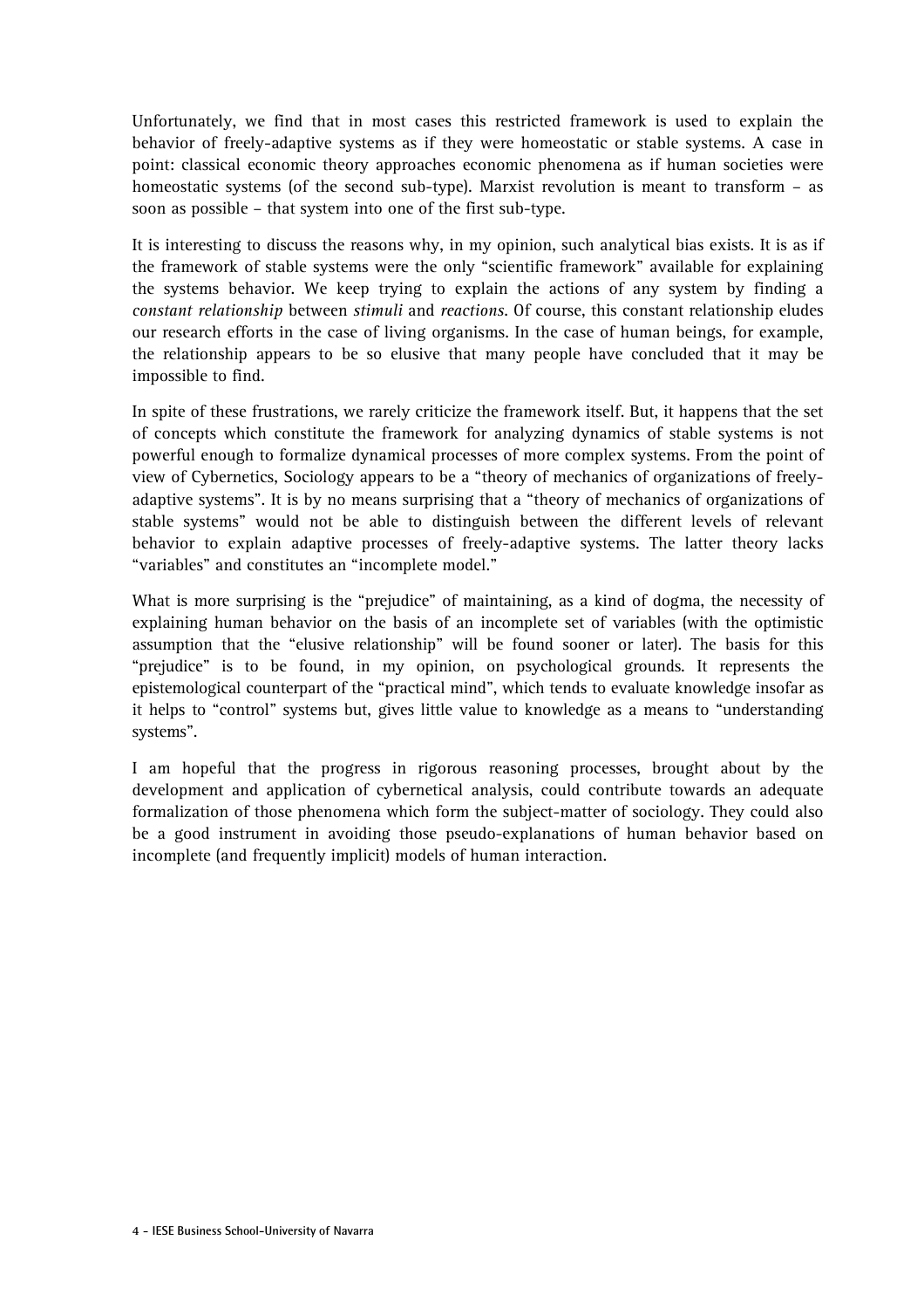Unfortunately, we find that in most cases this restricted framework is used to explain the behavior of freely-adaptive systems as if they were homeostatic or stable systems. A case in point: classical economic theory approaches economic phenomena as if human societies were homeostatic systems (of the second sub-type). Marxist revolution is meant to transform – as soon as possible – that system into one of the first sub-type.

It is interesting to discuss the reasons why, in my opinion, such analytical bias exists. It is as if the framework of stable systems were the only "scientific framework" available for explaining the systems behavior. We keep trying to explain the actions of any system by finding a *constant relationship* between *stimuli* and *reactions*. Of course, this constant relationship eludes our research efforts in the case of living organisms. In the case of human beings, for example, the relationship appears to be so elusive that many people have concluded that it may be impossible to find.

In spite of these frustrations, we rarely criticize the framework itself. But, it happens that the set of concepts which constitute the framework for analyzing dynamics of stable systems is not powerful enough to formalize dynamical processes of more complex systems. From the point of view of Cybernetics, Sociology appears to be a "theory of mechanics of organizations of freely-adaptive systems". It is by no means surprising that a "theory of mechanics of organizations of stable systems" would not be able to distinguish between the different levels of relevant behavior to explain adaptive processes of freely-adaptive systems. The latter theory lacks "variables" and constitutes an "incomplete model."

What is more surprising is the "prejudice" of maintaining, as a kind of dogma, the necessity of explaining human behavior on the basis of an incomplete set of variables (with the optimistic assumption that the "elusive relationship" will be found sooner or later). The basis for this "prejudice" is to be found, in my opinion, on psychological grounds. It represents the epistemological counterpart of the "practical mind", which tends to evaluate knowledge insofar as it helps to "control" systems but, gives little value to knowledge as a means to "understanding systems".

I am hopeful that the progress in rigorous reasoning processes, brought about by the development and application of cybernetical analysis, could contribute towards an adequate formalization of those phenomena which form the subject-matter of sociology. They could also be a good instrument in avoiding those pseudo-explanations of human behavior based on incomplete (and frequently implicit) models of human interaction.